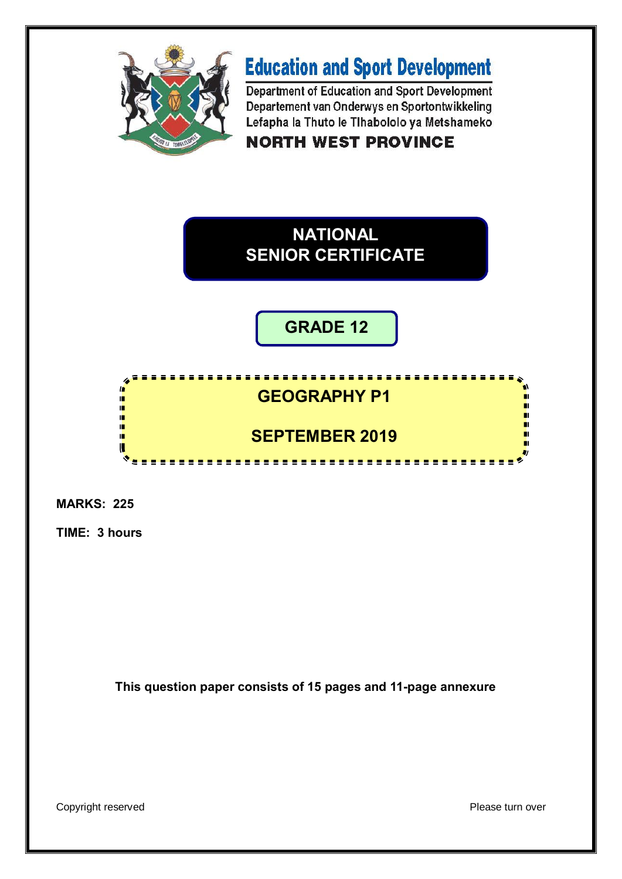# Education and Sport Development

Department of Education and Sport Development
Departement van Onderwys en Sportontwikkeling
Lefapha la Thuto le Tlhabololo ya Metshameko

**NORTH WEST PROVINCE**

## NATIONAL SENIOR CERTIFICATE

## GRADE 12

## GEOGRAPHY P1

## SEPTEMBER 2019

**MARKS: 225**

**TIME: 3 hours**

**This question paper consists of 15 pages and 11-page annexure**

Copyright reserved

Please turn over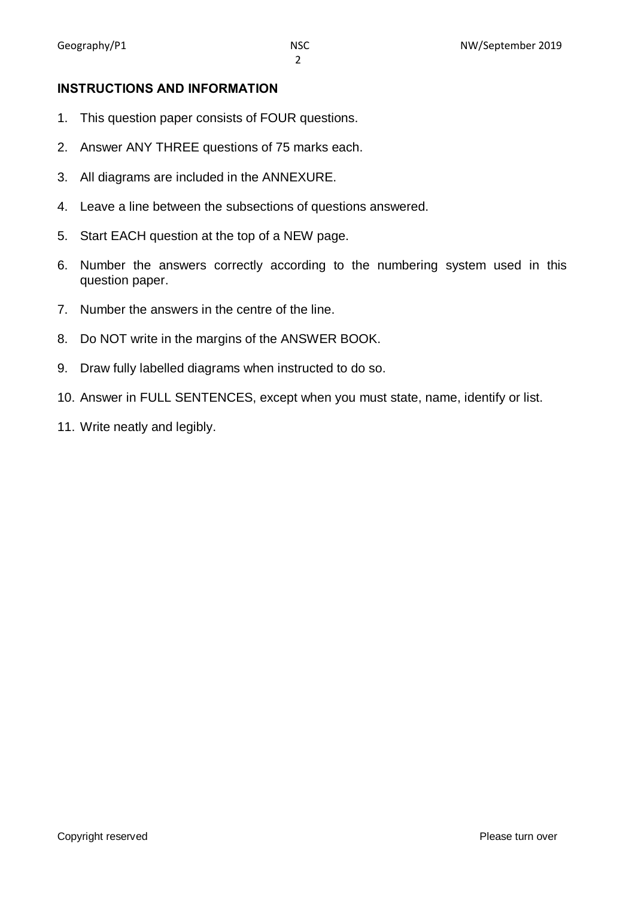## INSTRUCTIONS AND INFORMATION

1. This question paper consists of FOUR questions.
2. Answer ANY THREE questions of 75 marks each.
3. All diagrams are included in the ANNEXURE.
4. Leave a line between the subsections of questions answered.
5. Start EACH question at the top of a NEW page.
6. Number the answers correctly according to the numbering system used in this question paper.
7. Number the answers in the centre of the line.
8. Do NOT write in the margins of the ANSWER BOOK.
9. Draw fully labelled diagrams when instructed to do so.
10. Answer in FULL SENTENCES, except when you must state, name, identify or list.
11. Write neatly and legibly.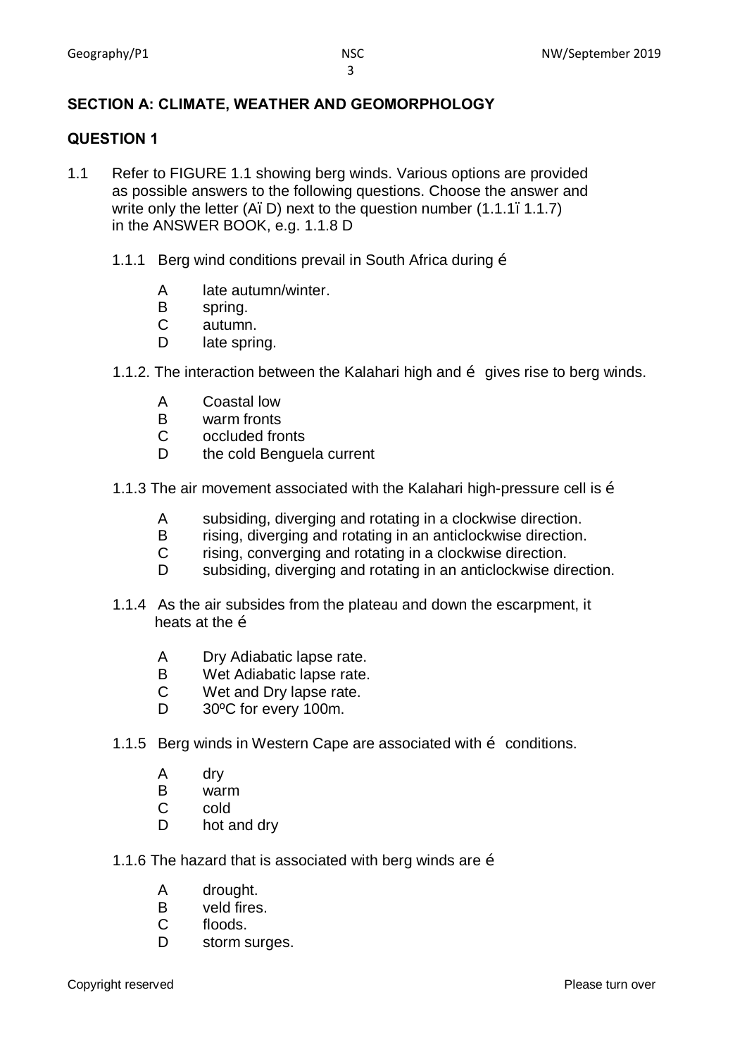## SECTION A: CLIMATE, WEATHER AND GEOMORPHOLOGY

## QUESTION 1

1.1 Refer to FIGURE 1.1 showing berg winds. Various options are provided as possible answers to the following questions. Choose the answer and write only the letter (Aï D) next to the question number (1.1.1ï 1.1.7) in the ANSWER BOOK, e.g. 1.1.8 D

1.1.1 Berg wind conditions prevail in South Africa during é

- A late autumn/winter.
- B spring.
- C autumn.
- D late spring.

1.1.2. The interaction between the Kalahari high and é gives rise to berg winds.

- A Coastal low
- B warm fronts
- C occluded fronts
- D the cold Benguela current

1.1.3 The air movement associated with the Kalahari high-pressure cell is é

- A subsiding, diverging and rotating in a clockwise direction.
- B rising, diverging and rotating in an anticlockwise direction.
- C rising, converging and rotating in a clockwise direction.
- D subsiding, diverging and rotating in an anticlockwise direction.

1.1.4 As the air subsides from the plateau and down the escarpment, it heats at the é

- A Dry Adiabatic lapse rate.
- B Wet Adiabatic lapse rate.
- C Wet and Dry lapse rate.
- D 30ºC for every 100m.

1.1.5 Berg winds in Western Cape are associated with é conditions.

- A dry
- B warm
- C cold
- D hot and dry

1.1.6 The hazard that is associated with berg winds are é

- A drought.
- B veld fires.
- C floods.
- D storm surges.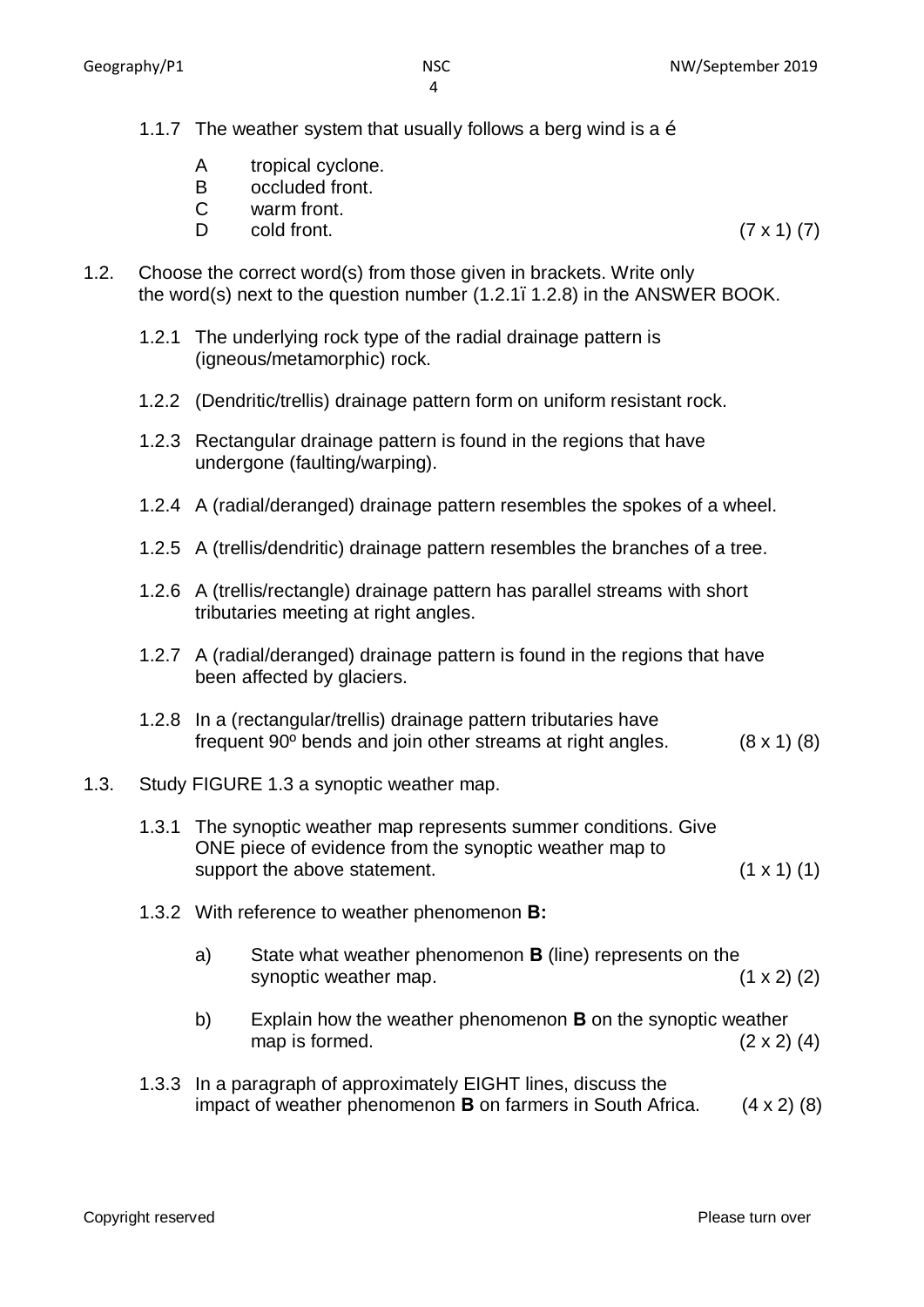1.1.7 The weather system that usually follows a berg wind is a …

- A tropical cyclone.
- B occluded front.
- C warm front.
- D cold front. (7 x 1) (7)

1.2. Choose the correct word(s) from those given in brackets. Write only the word(s) next to the question number (1.2.1– 1.2.8) in the ANSWER BOOK.

1.2.1 The underlying rock type of the radial drainage pattern is (igneous/metamorphic) rock.

1.2.2 (Dendritic/trellis) drainage pattern form on uniform resistant rock.

1.2.3 Rectangular drainage pattern is found in the regions that have undergone (faulting/warping).

1.2.4 A (radial/deranged) drainage pattern resembles the spokes of a wheel.

1.2.5 A (trellis/dendritic) drainage pattern resembles the branches of a tree.

1.2.6 A (trellis/rectangle) drainage pattern has parallel streams with short tributaries meeting at right angles.

1.2.7 A (radial/deranged) drainage pattern is found in the regions that have been affected by glaciers.

1.2.8 In a (rectangular/trellis) drainage pattern tributaries have frequent 90º bends and join other streams at right angles. (8 x 1) (8)

1.3. Study FIGURE 1.3 a synoptic weather map.

1.3.1 The synoptic weather map represents summer conditions. Give ONE piece of evidence from the synoptic weather map to support the above statement. (1 x 1) (1)

1.3.2 With reference to weather phenomenon **B:**

a) State what weather phenomenon **B** (line) represents on the synoptic weather map. (1 x 2) (2)

b) Explain how the weather phenomenon **B** on the synoptic weather map is formed. (2 x 2) (4)

1.3.3 In a paragraph of approximately EIGHT lines, discuss the impact of weather phenomenon **B** on farmers in South Africa. (4 x 2) (8)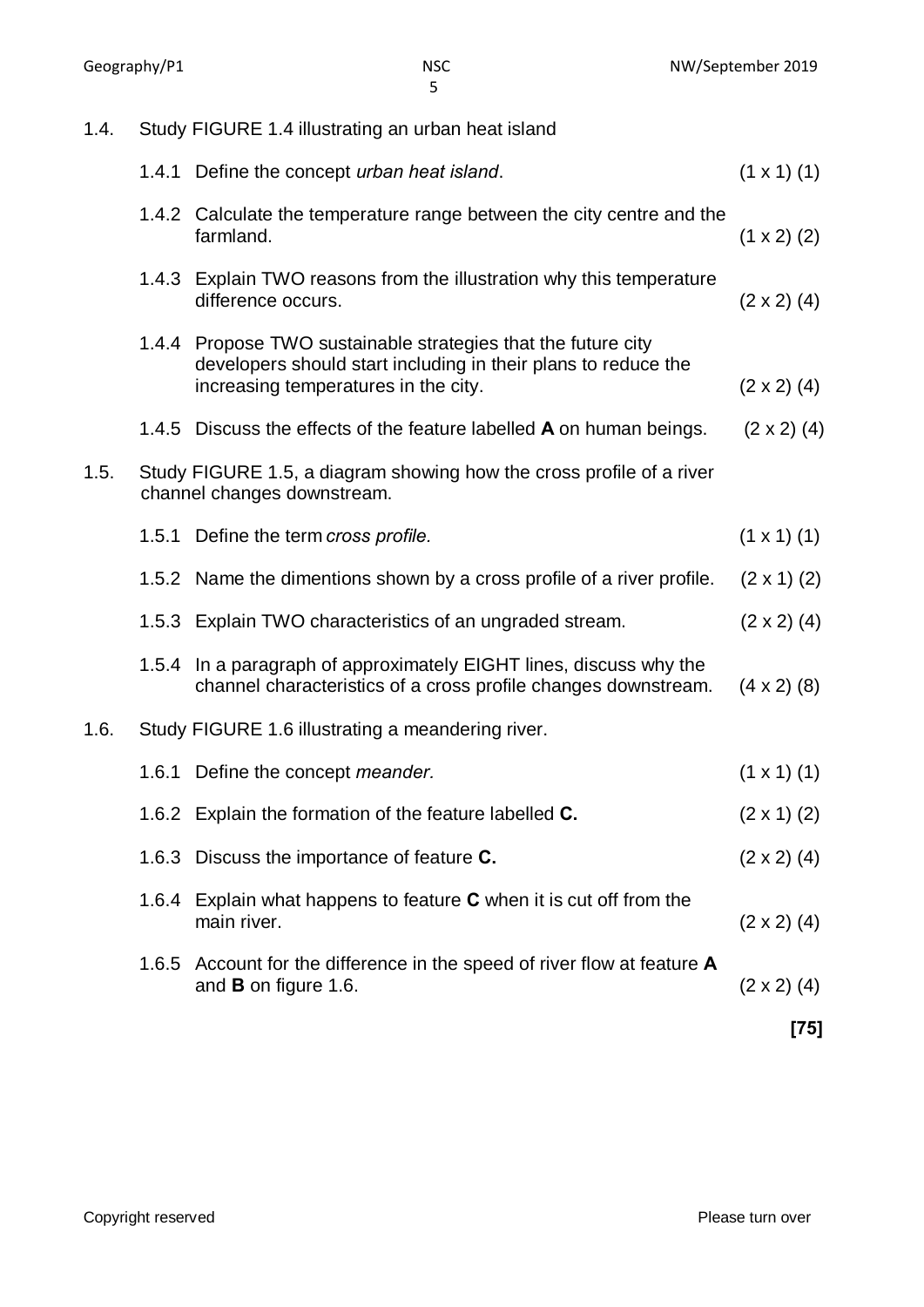1.4. Study FIGURE 1.4 illustrating an urban heat island

1.4.1 Define the concept *urban heat island*. (1 x 1) (1)

1.4.2 Calculate the temperature range between the city centre and the farmland. (1 x 2) (2)

1.4.3 Explain TWO reasons from the illustration why this temperature difference occurs. (2 x 2) (4)

1.4.4 Propose TWO sustainable strategies that the future city developers should start including in their plans to reduce the increasing temperatures in the city. (2 x 2) (4)

1.4.5 Discuss the effects of the feature labelled **A** on human beings. (2 x 2) (4)

1.5. Study FIGURE 1.5, a diagram showing how the cross profile of a river channel changes downstream.

1.5.1 Define the term *cross profile.* (1 x 1) (1)

1.5.2 Name the dimentions shown by a cross profile of a river profile. (2 x 1) (2)

1.5.3 Explain TWO characteristics of an ungraded stream. (2 x 2) (4)

1.5.4 In a paragraph of approximately EIGHT lines, discuss why the channel characteristics of a cross profile changes downstream. (4 x 2) (8)

1.6. Study FIGURE 1.6 illustrating a meandering river.

1.6.1 Define the concept *meander.* (1 x 1) (1)

1.6.2 Explain the formation of the feature labelled **C.** (2 x 1) (2)

1.6.3 Discuss the importance of feature **C.** (2 x 2) (4)

1.6.4 Explain what happens to feature **C** when it is cut off from the main river. (2 x 2) (4)

1.6.5 Account for the difference in the speed of river flow at feature **A** and **B** on figure 1.6. (2 x 2) (4)

**[75]**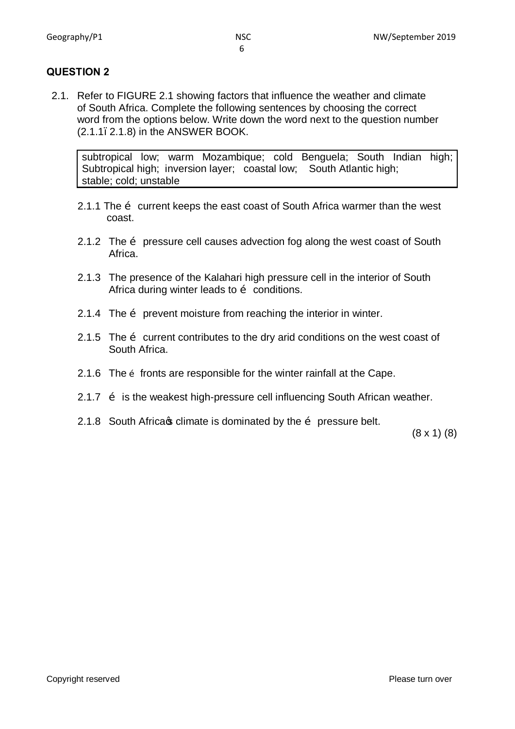## QUESTION 2

2.1. Refer to FIGURE 2.1 showing factors that influence the weather and climate of South Africa. Complete the following sentences by choosing the correct word from the options below. Write down the word next to the question number (2.1.1–2.1.8) in the ANSWER BOOK.

| subtropical low; warm Mozambique; cold Benguela; South Indian high; Subtropical high; inversion layer; coastal low; South Atlantic high; stable; cold; unstable |
|---|

2.1.1 The … current keeps the east coast of South Africa warmer than the west coast.

2.1.2 The … pressure cell causes advection fog along the west coast of South Africa.

2.1.3 The presence of the Kalahari high pressure cell in the interior of South Africa during winter leads to … conditions.

2.1.4 The … prevent moisture from reaching the interior in winter.

2.1.5 The … current contributes to the dry arid conditions on the west coast of South Africa.

2.1.6 The … fronts are responsible for the winter rainfall at the Cape.

2.1.7 … is the weakest high-pressure cell influencing South African weather.

2.1.8 South Africa's climate is dominated by the … pressure belt.

(8 x 1) (8)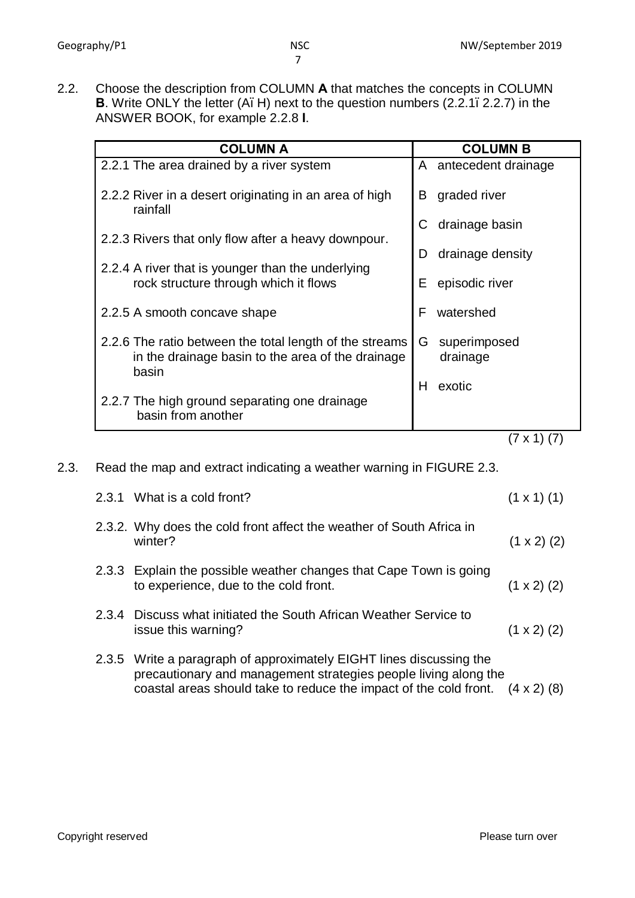2.2. Choose the description from COLUMN **A** that matches the concepts in COLUMN **B**. Write ONLY the letter (A–H) next to the question numbers (2.2.1–2.2.7) in the ANSWER BOOK, for example 2.2.8 **I**.

| COLUMN A | COLUMN B |
|---|---|
| 2.2.1 The area drained by a river system | A antecedent drainage |
| 2.2.2 River in a desert originating in an area of high rainfall | B graded river |
| 2.2.3 Rivers that only flow after a heavy downpour. | C drainage basin |
| 2.2.4 A river that is younger than the underlying rock structure through which it flows | D drainage density |
| 2.2.5 A smooth concave shape | E episodic river |
| 2.2.6 The ratio between the total length of the streams in the drainage basin to the area of the drainage basin | F watershed |
| 2.2.7 The high ground separating one drainage basin from another | G superimposed drainage |
| | H exotic |

(7 x 1) (7)

2.3. Read the map and extract indicating a weather warning in FIGURE 2.3.

2.3.1 What is a cold front? (1 x 1) (1)

2.3.2. Why does the cold front affect the weather of South Africa in winter? (1 x 2) (2)

2.3.3 Explain the possible weather changes that Cape Town is going to experience, due to the cold front. (1 x 2) (2)

2.3.4 Discuss what initiated the South African Weather Service to issue this warning? (1 x 2) (2)

2.3.5 Write a paragraph of approximately EIGHT lines discussing the precautionary and management strategies people living along the coastal areas should take to reduce the impact of the cold front. (4 x 2) (8)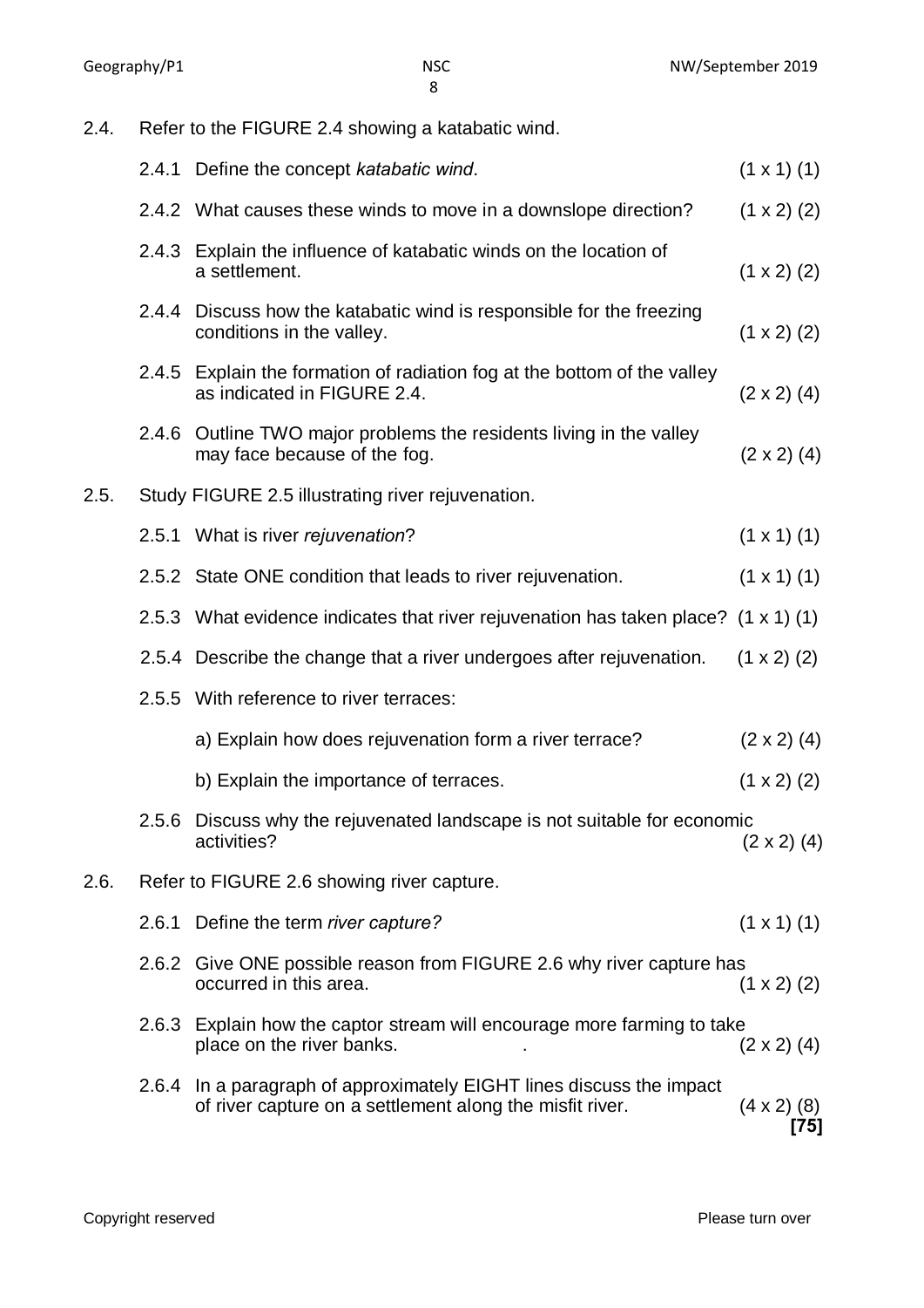2.4. Refer to the FIGURE 2.4 showing a katabatic wind.

2.4.1 Define the concept *katabatic wind*. (1 x 1) (1)

2.4.2 What causes these winds to move in a downslope direction? (1 x 2) (2)

2.4.3 Explain the influence of katabatic winds on the location of a settlement. (1 x 2) (2)

2.4.4 Discuss how the katabatic wind is responsible for the freezing conditions in the valley. (1 x 2) (2)

2.4.5 Explain the formation of radiation fog at the bottom of the valley as indicated in FIGURE 2.4. (2 x 2) (4)

2.4.6 Outline TWO major problems the residents living in the valley may face because of the fog. (2 x 2) (4)

2.5. Study FIGURE 2.5 illustrating river rejuvenation.

2.5.1 What is river *rejuvenation*? (1 x 1) (1)

2.5.2 State ONE condition that leads to river rejuvenation. (1 x 1) (1)

2.5.3 What evidence indicates that river rejuvenation has taken place? (1 x 1) (1)

2.5.4 Describe the change that a river undergoes after rejuvenation. (1 x 2) (2)

2.5.5 With reference to river terraces:

a) Explain how does rejuvenation form a river terrace? (2 x 2) (4)

b) Explain the importance of terraces. (1 x 2) (2)

2.5.6 Discuss why the rejuvenated landscape is not suitable for economic activities? (2 x 2) (4)

2.6. Refer to FIGURE 2.6 showing river capture.

2.6.1 Define the term *river capture?* (1 x 1) (1)

2.6.2 Give ONE possible reason from FIGURE 2.6 why river capture has occurred in this area. (1 x 2) (2)

2.6.3 Explain how the captor stream will encourage more farming to take place on the river banks. . (2 x 2) (4)

2.6.4 In a paragraph of approximately EIGHT lines discuss the impact of river capture on a settlement along the misfit river. (4 x 2) (8)

**[75]**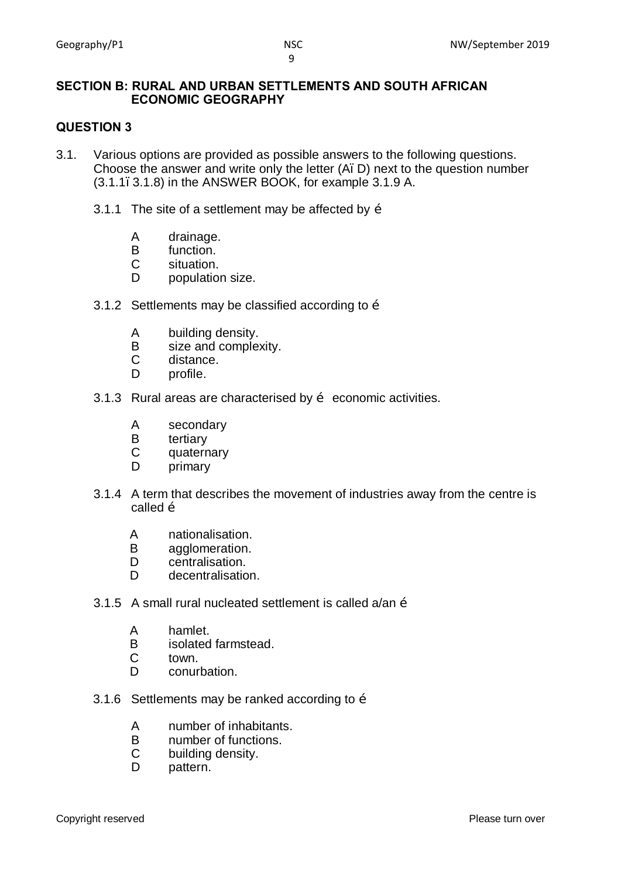## SECTION B: RURAL AND URBAN SETTLEMENTS AND SOUTH AFRICAN ECONOMIC GEOGRAPHY

### QUESTION 3

3.1. Various options are provided as possible answers to the following questions. Choose the answer and write only the letter (A– D) next to the question number (3.1.1– 3.1.8) in the ANSWER BOOK, for example 3.1.9 A.

3.1.1 The site of a settlement may be affected by …

- A drainage.
- B function.
- C situation.
- D population size.

3.1.2 Settlements may be classified according to …

- A building density.
- B size and complexity.
- C distance.
- D profile.

3.1.3 Rural areas are characterised by … economic activities.

- A secondary
- B tertiary
- C quaternary
- D primary

3.1.4 A term that describes the movement of industries away from the centre is called …

- A nationalisation.
- B agglomeration.
- D centralisation.
- D decentralisation.

3.1.5 A small rural nucleated settlement is called a/an …

- A hamlet.
- B isolated farmstead.
- C town.
- D conurbation.

3.1.6 Settlements may be ranked according to …

- A number of inhabitants.
- B number of functions.
- C building density.
- D pattern.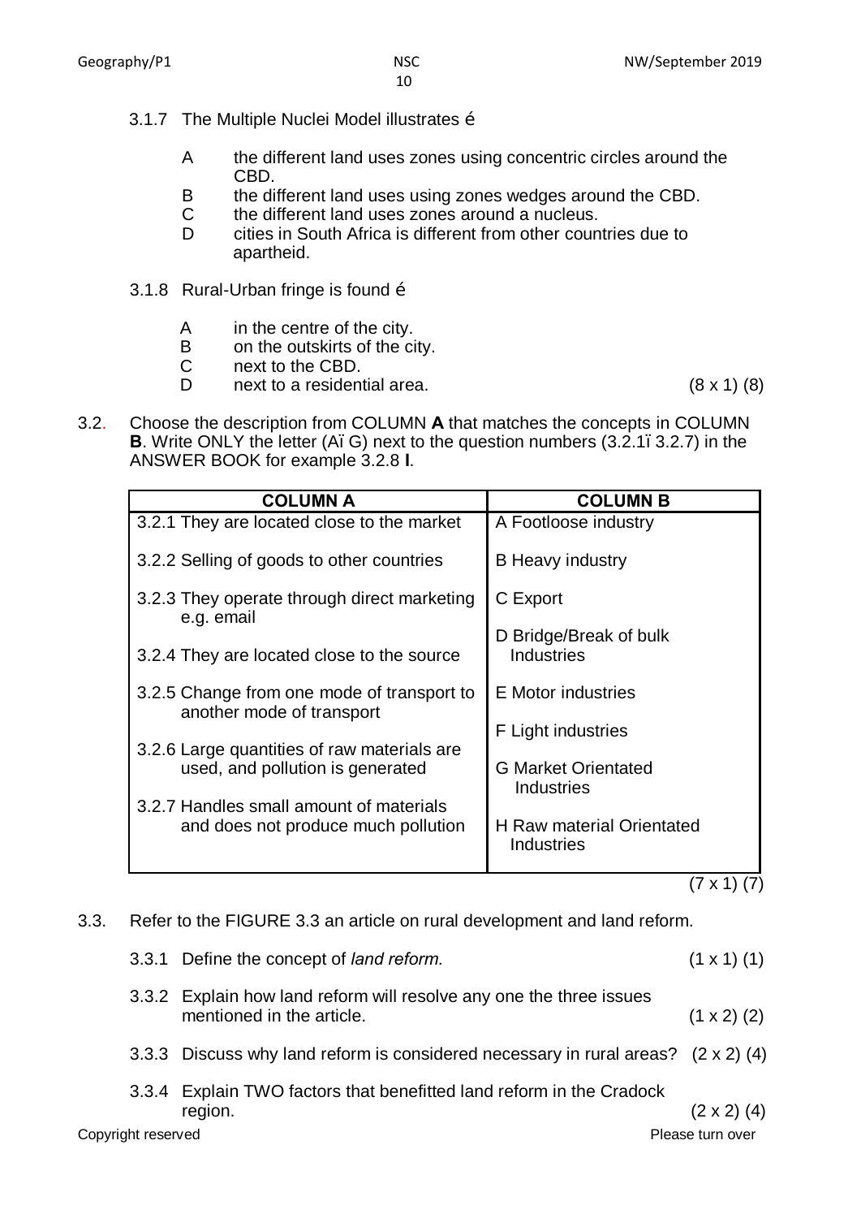3.1.7 The Multiple Nuclei Model illustrates é

- A the different land uses zones using concentric circles around the CBD.
- B the different land uses using zones wedges around the CBD.
- C the different land uses zones around a nucleus.
- D cities in South Africa is different from other countries due to apartheid.

3.1.8 Rural-Urban fringe is found é

- A in the centre of the city.
- B on the outskirts of the city.
- C next to the CBD.
- D next to a residential area. (8 x 1) (8)

3.2. Choose the description from COLUMN **A** that matches the concepts in COLUMN **B**. Write ONLY the letter (Aï G) next to the question numbers (3.2.1ï 3.2.7) in the ANSWER BOOK for example 3.2.8 **I**.

| COLUMN A | COLUMN B |
|---|---|
| 3.2.1 They are located close to the market | A Footloose industry |
| 3.2.2 Selling of goods to other countries | B Heavy industry |
| 3.2.3 They operate through direct marketing e.g. email | C Export |
| 3.2.4 They are located close to the source | D Bridge/Break of bulk Industries |
| 3.2.5 Change from one mode of transport to another mode of transport | E Motor industries |
| 3.2.6 Large quantities of raw materials are used, and pollution is generated | F Light industries |
| 3.2.7 Handles small amount of materials and does not produce much pollution | G Market Orientated Industries |
| | H Raw material Orientated Industries |

(7 x 1) (7)

3.3. Refer to the FIGURE 3.3 an article on rural development and land reform.

3.3.1 Define the concept of *land reform.* (1 x 1) (1)

3.3.2 Explain how land reform will resolve any one the three issues mentioned in the article. (1 x 2) (2)

3.3.3 Discuss why land reform is considered necessary in rural areas? (2 x 2) (4)

3.3.4 Explain TWO factors that benefitted land reform in the Cradock region. (2 x 2) (4)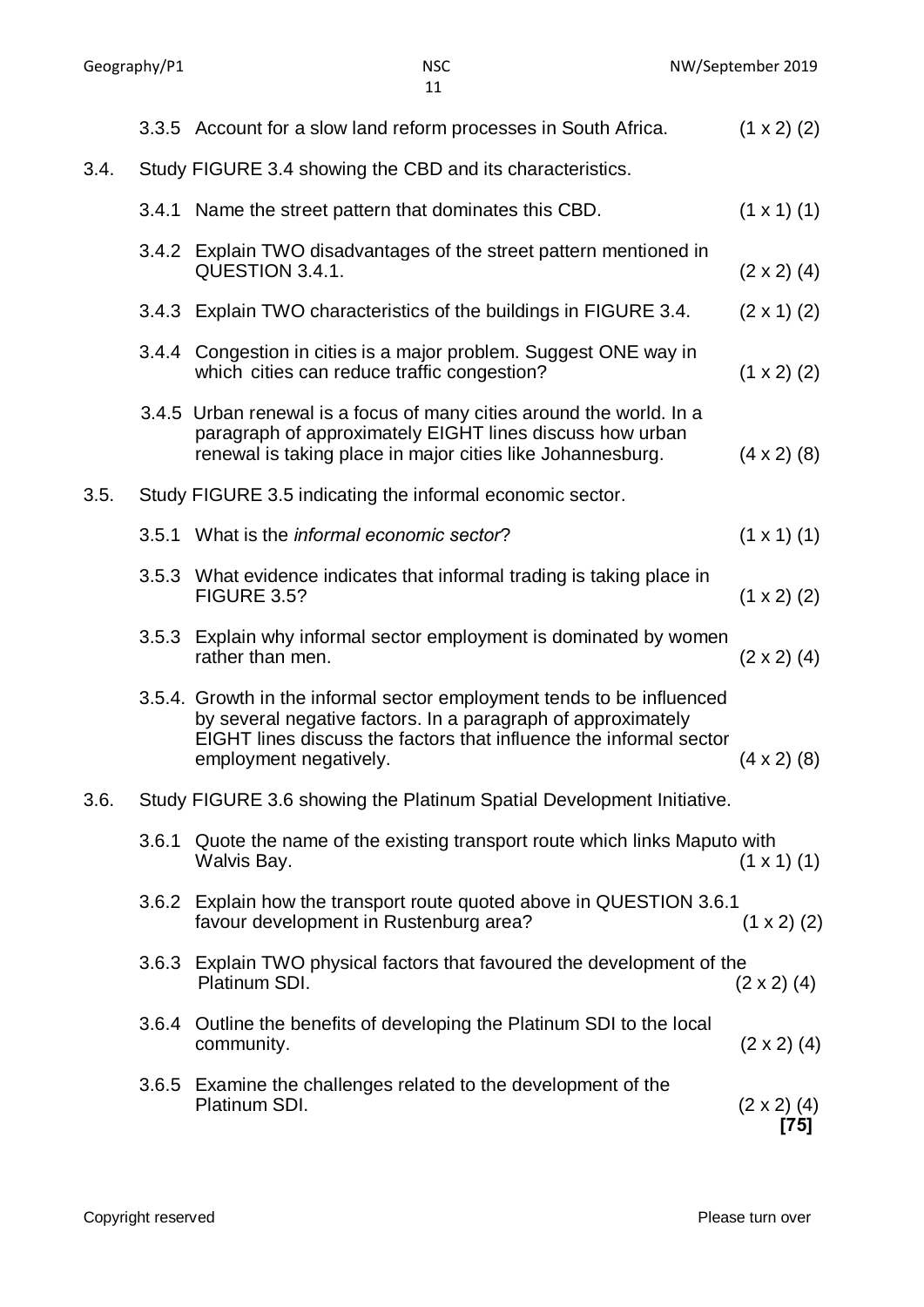3.3.5 Account for a slow land reform processes in South Africa. (1 x 2) (2)

3.4. Study FIGURE 3.4 showing the CBD and its characteristics.

3.4.1 Name the street pattern that dominates this CBD. (1 x 1) (1)

3.4.2 Explain TWO disadvantages of the street pattern mentioned in QUESTION 3.4.1. (2 x 2) (4)

3.4.3 Explain TWO characteristics of the buildings in FIGURE 3.4. (2 x 1) (2)

3.4.4 Congestion in cities is a major problem. Suggest ONE way in which cities can reduce traffic congestion? (1 x 2) (2)

3.4.5 Urban renewal is a focus of many cities around the world. In a paragraph of approximately EIGHT lines discuss how urban renewal is taking place in major cities like Johannesburg. (4 x 2) (8)

3.5. Study FIGURE 3.5 indicating the informal economic sector.

3.5.1 What is the *informal economic sector*? (1 x 1) (1)

3.5.3 What evidence indicates that informal trading is taking place in FIGURE 3.5? (1 x 2) (2)

3.5.3 Explain why informal sector employment is dominated by women rather than men. (2 x 2) (4)

3.5.4. Growth in the informal sector employment tends to be influenced by several negative factors. In a paragraph of approximately EIGHT lines discuss the factors that influence the informal sector employment negatively. (4 x 2) (8)

3.6. Study FIGURE 3.6 showing the Platinum Spatial Development Initiative.

3.6.1 Quote the name of the existing transport route which links Maputo with Walvis Bay. (1 x 1) (1)

3.6.2 Explain how the transport route quoted above in QUESTION 3.6.1 favour development in Rustenburg area? (1 x 2) (2)

3.6.3 Explain TWO physical factors that favoured the development of the Platinum SDI. (2 x 2) (4)

3.6.4 Outline the benefits of developing the Platinum SDI to the local community. (2 x 2) (4)

3.6.5 Examine the challenges related to the development of the Platinum SDI. (2 x 2) (4)

**[75]**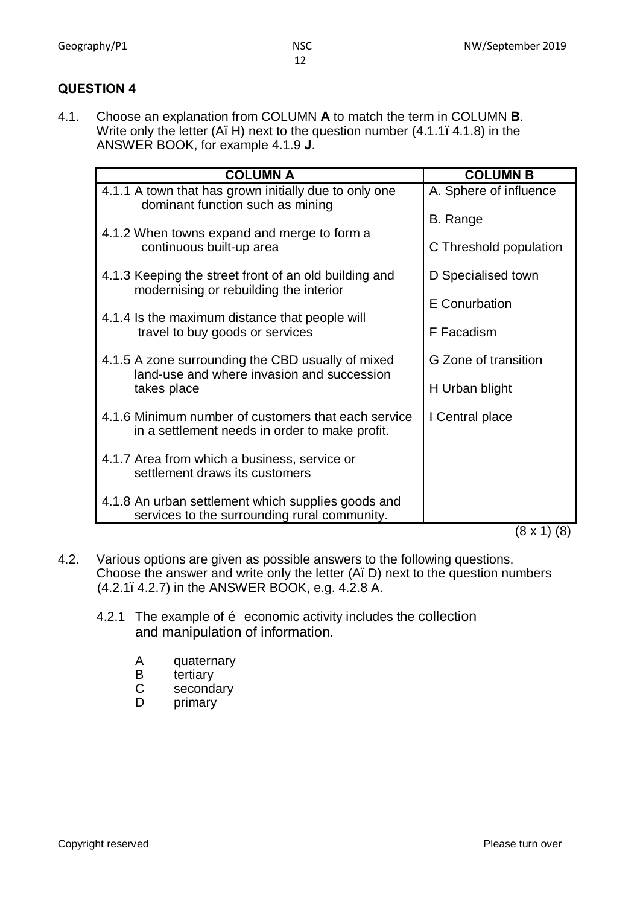## QUESTION 4

4.1. Choose an explanation from COLUMN **A** to match the term in COLUMN **B**. Write only the letter (A–H) next to the question number (4.1.1–4.1.8) in the ANSWER BOOK, for example 4.1.9 **J**.

| COLUMN A | COLUMN B |
|---|---|
| 4.1.1 A town that has grown initially due to only one dominant function such as mining | A. Sphere of influence |
| | B. Range |
| 4.1.2 When towns expand and merge to form a continuous built-up area | C Threshold population |
| 4.1.3 Keeping the street front of an old building and modernising or rebuilding the interior | D Specialised town |
| | E Conurbation |
| 4.1.4 Is the maximum distance that people will travel to buy goods or services | F Facadism |
| 4.1.5 A zone surrounding the CBD usually of mixed land-use and where invasion and succession takes place | G Zone of transition |
| | H Urban blight |
| 4.1.6 Minimum number of customers that each service in a settlement needs in order to make profit. | I Central place |
| 4.1.7 Area from which a business, service or settlement draws its customers | |
| 4.1.8 An urban settlement which supplies goods and services to the surrounding rural community. | |

(8 x 1) (8)

4.2. Various options are given as possible answers to the following questions. Choose the answer and write only the letter (A–D) next to the question numbers (4.2.1–4.2.7) in the ANSWER BOOK, e.g. 4.2.8 A.

4.2.1 The example of … economic activity includes the collection and manipulation of information.

- A quaternary
- B tertiary
- C secondary
- D primary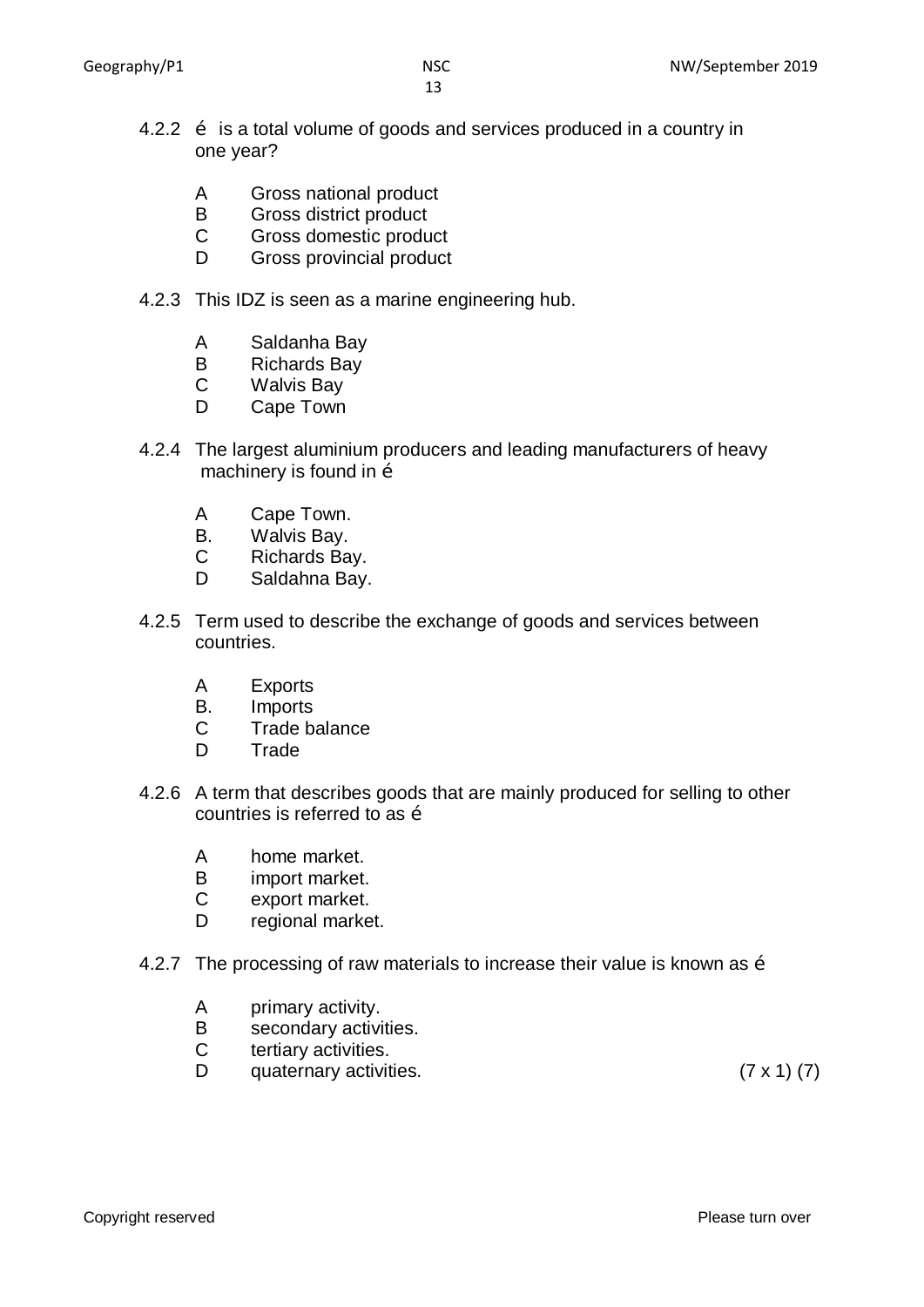4.2.2 é is a total volume of goods and services produced in a country in one year?

A Gross national product
B Gross district product
C Gross domestic product
D Gross provincial product

4.2.3 This IDZ is seen as a marine engineering hub.

A Saldanha Bay
B Richards Bay
C Walvis Bay
D Cape Town

4.2.4 The largest aluminium producers and leading manufacturers of heavy machinery is found in é

A Cape Town.
B. Walvis Bay.
C Richards Bay.
D Saldahna Bay.

4.2.5 Term used to describe the exchange of goods and services between countries.

A Exports
B. Imports
C Trade balance
D Trade

4.2.6 A term that describes goods that are mainly produced for selling to other countries is referred to as é

A home market.
B import market.
C export market.
D regional market.

4.2.7 The processing of raw materials to increase their value is known as é

A primary activity.
B secondary activities.
C tertiary activities.
D quaternary activities. (7 x 1) (7)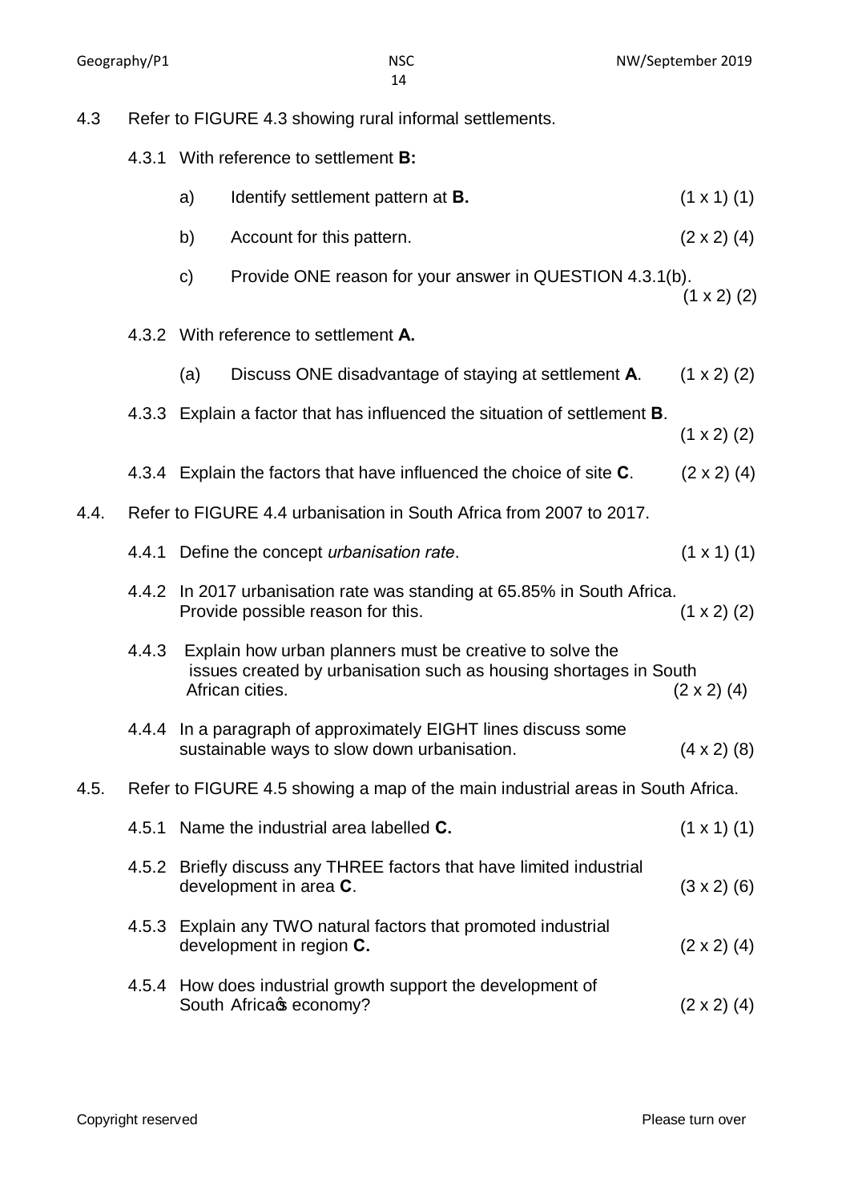4.3 Refer to FIGURE 4.3 showing rural informal settlements.

4.3.1 With reference to settlement **B:**

a) Identify settlement pattern at **B.** (1 x 1) (1)

b) Account for this pattern. (2 x 2) (4)

c) Provide ONE reason for your answer in QUESTION 4.3.1(b). (1 x 2) (2)

4.3.2 With reference to settlement **A.**

(a) Discuss ONE disadvantage of staying at settlement **A**. (1 x 2) (2)

4.3.3 Explain a factor that has influenced the situation of settlement **B**. (1 x 2) (2)

4.3.4 Explain the factors that have influenced the choice of site **C**. (2 x 2) (4)

4.4. Refer to FIGURE 4.4 urbanisation in South Africa from 2007 to 2017.

4.4.1 Define the concept *urbanisation rate*. (1 x 1) (1)

4.4.2 In 2017 urbanisation rate was standing at 65.85% in South Africa. Provide possible reason for this. (1 x 2) (2)

4.4.3 Explain how urban planners must be creative to solve the issues created by urbanisation such as housing shortages in South African cities. (2 x 2) (4)

4.4.4 In a paragraph of approximately EIGHT lines discuss some sustainable ways to slow down urbanisation. (4 x 2) (8)

4.5. Refer to FIGURE 4.5 showing a map of the main industrial areas in South Africa.

4.5.1 Name the industrial area labelled **C.** (1 x 1) (1)

4.5.2 Briefly discuss any THREE factors that have limited industrial development in area **C**. (3 x 2) (6)

4.5.3 Explain any TWO natural factors that promoted industrial development in region **C.** (2 x 2) (4)

4.5.4 How does industrial growth support the development of South Africa's economy? (2 x 2) (4)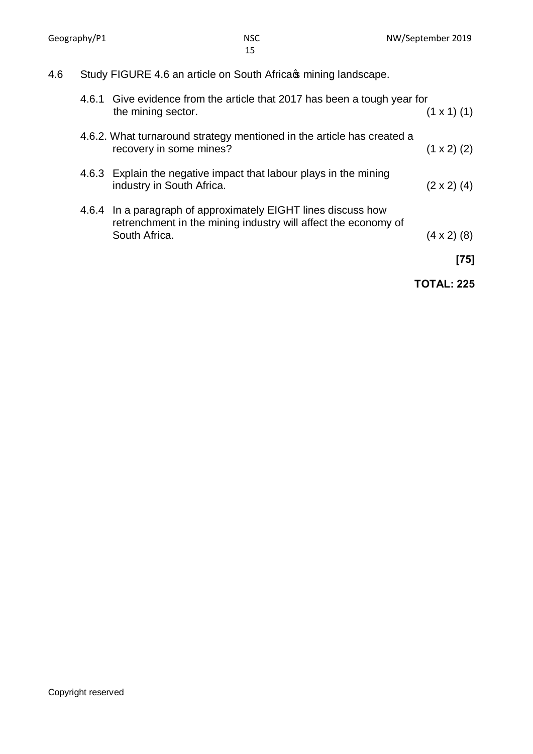4.6 Study FIGURE 4.6 an article on South Africa's mining landscape.

4.6.1 Give evidence from the article that 2017 has been a tough year for the mining sector. (1 x 1) (1)

4.6.2. What turnaround strategy mentioned in the article has created a recovery in some mines? (1 x 2) (2)

4.6.3 Explain the negative impact that labour plays in the mining industry in South Africa. (2 x 2) (4)

4.6.4 In a paragraph of approximately EIGHT lines discuss how retrenchment in the mining industry will affect the economy of South Africa. (4 x 2) (8)

**[75]**

**TOTAL: 225**

Copyright reserved